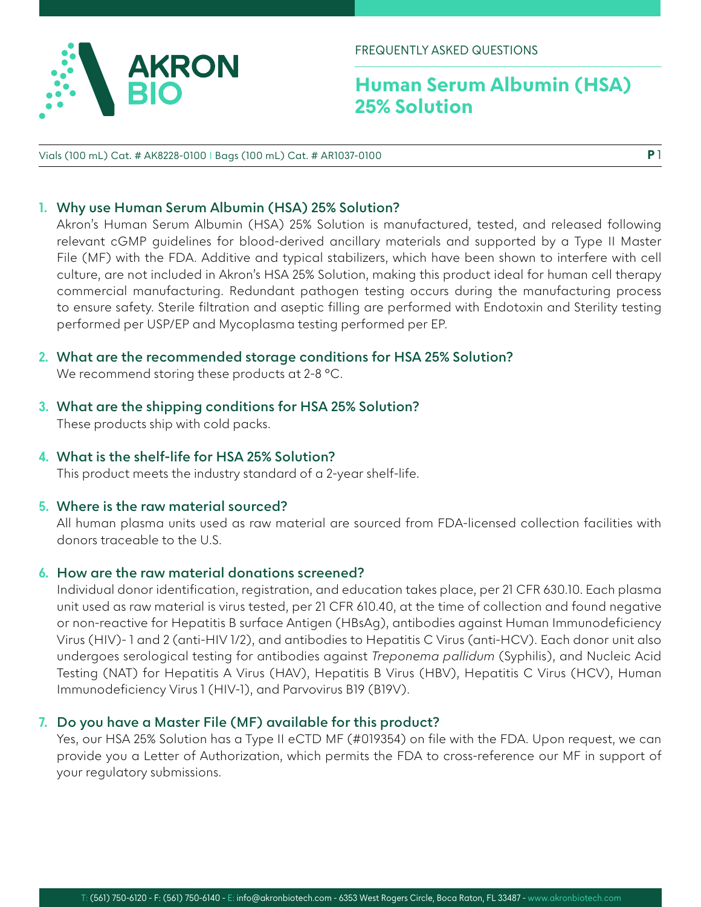AKRON BIO

FREQUENTLY ASKED QUESTIONS

# Human Serum Albumin (HSA) 25% Solution

Vials (100 mL) Cat. # AK8228-0100 | Bags (100 mL) Cat. # AR1037-0100

1. **Why use Human Serum Albumin (HSA) 25% Solution?**
   Akron's Human Serum Albumin (HSA) 25% Solution is manufactured, tested, and released following relevant cGMP guidelines for blood-derived ancillary materials and supported by a Type II Master File (MF) with the FDA. Additive and typical stabilizers, which have been shown to interfere with cell culture, are not included in Akron's HSA 25% Solution, making this product ideal for human cell therapy commercial manufacturing. Redundant pathogen testing occurs during the manufacturing process to ensure safety. Sterile filtration and aseptic filling are performed with Endotoxin and Sterility testing performed per USP/EP and Mycoplasma testing performed per EP.

2. **What are the recommended storage conditions for HSA 25% Solution?**
   We recommend storing these products at 2-8 °C.

3. **What are the shipping conditions for HSA 25% Solution?**
   These products ship with cold packs.

4. **What is the shelf-life for HSA 25% Solution?**
   This product meets the industry standard of a 2-year shelf-life.

5. **Where is the raw material sourced?**
   All human plasma units used as raw material are sourced from FDA-licensed collection facilities with donors traceable to the U.S.

6. **How are the raw material donations screened?**
   Individual donor identification, registration, and education takes place, per 21 CFR 630.10. Each plasma unit used as raw material is virus tested, per 21 CFR 610.40, at the time of collection and found negative or non-reactive for Hepatitis B surface Antigen (HBsAg), antibodies against Human Immunodeficiency Virus (HIV)- 1 and 2 (anti-HIV 1/2), and antibodies to Hepatitis C Virus (anti-HCV). Each donor unit also undergoes serological testing for antibodies against *Treponema pallidum* (Syphilis), and Nucleic Acid Testing (NAT) for Hepatitis A Virus (HAV), Hepatitis B Virus (HBV), Hepatitis C Virus (HCV), Human Immunodeficiency Virus 1 (HIV-1), and Parvovirus B19 (B19V).

7. **Do you have a Master File (MF) available for this product?**
   Yes, our HSA 25% Solution has a Type II eCTD MF (#019354) on file with the FDA. Upon request, we can provide you a Letter of Authorization, which permits the FDA to cross-reference our MF in support of your regulatory submissions.

T: (561) 750-6120 - F: (561) 750-6140 - E: info@akronbiotech.com - 6353 West Rogers Circle, Boca Raton, FL 33487 - www.akronbiotech.com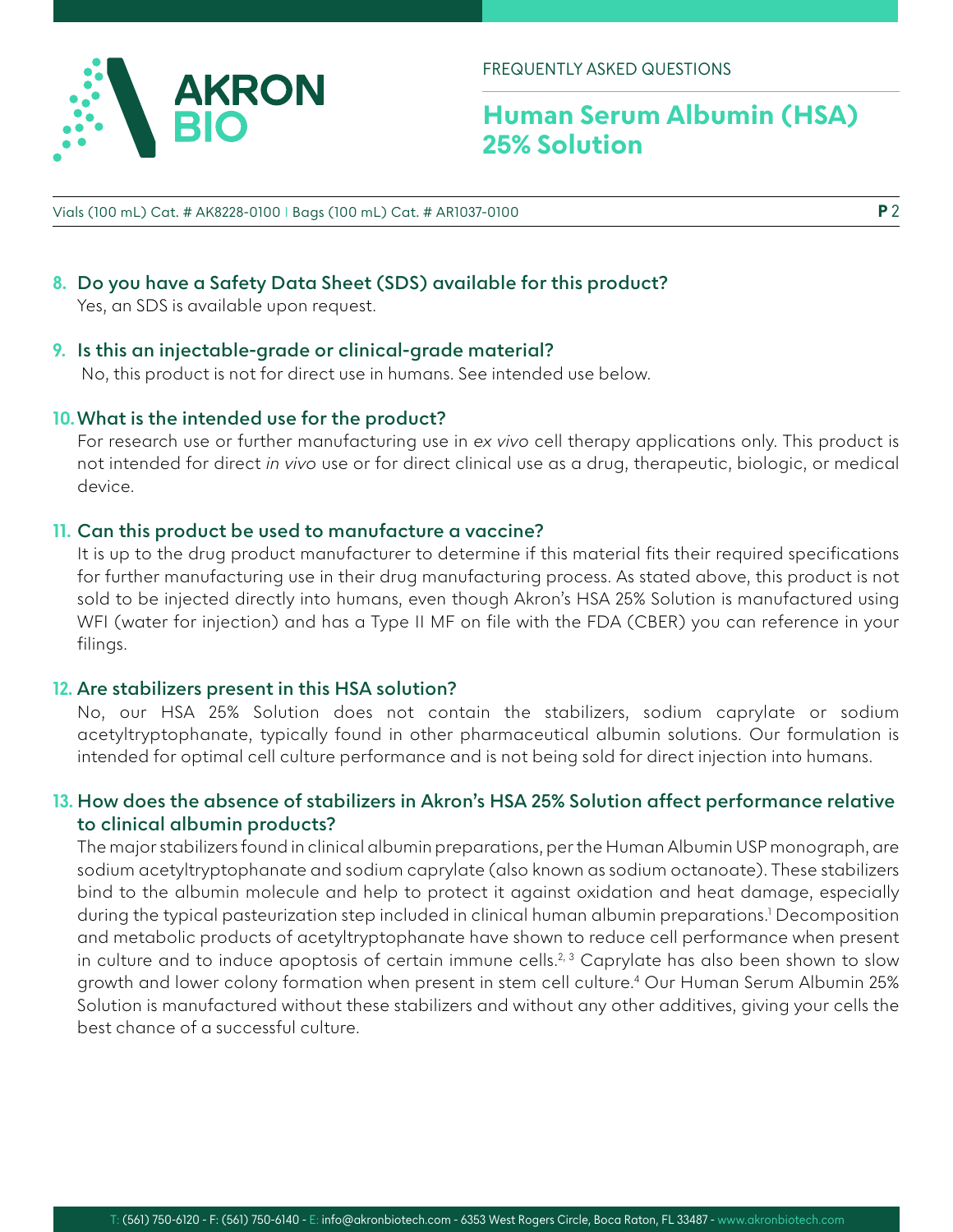**8. Do you have a Safety Data Sheet (SDS) available for this product?**

Yes, an SDS is available upon request.

**9. Is this an injectable-grade or clinical-grade material?**

No, this product is not for direct use in humans. See intended use below.

**10. What is the intended use for the product?**

For research use or further manufacturing use in *ex vivo* cell therapy applications only. This product is not intended for direct *in vivo* use or for direct clinical use as a drug, therapeutic, biologic, or medical device.

**11. Can this product be used to manufacture a vaccine?**

It is up to the drug product manufacturer to determine if this material fits their required specifications for further manufacturing use in their drug manufacturing process. As stated above, this product is not sold to be injected directly into humans, even though Akron's HSA 25% Solution is manufactured using WFI (water for injection) and has a Type II MF on file with the FDA (CBER) you can reference in your filings.

**12. Are stabilizers present in this HSA solution?**

No, our HSA 25% Solution does not contain the stabilizers, sodium caprylate or sodium acetyltryptophanate, typically found in other pharmaceutical albumin solutions. Our formulation is intended for optimal cell culture performance and is not being sold for direct injection into humans.

**13. How does the absence of stabilizers in Akron's HSA 25% Solution affect performance relative to clinical albumin products?**

The major stabilizers found in clinical albumin preparations, per the Human Albumin USP monograph, are sodium acetyltryptophanate and sodium caprylate (also known as sodium octanoate). These stabilizers bind to the albumin molecule and help to protect it against oxidation and heat damage, especially during the typical pasteurization step included in clinical human albumin preparations.[1] Decomposition and metabolic products of acetyltryptophanate have shown to reduce cell performance when present in culture and to induce apoptosis of certain immune cells.[2, 3] Caprylate has also been shown to slow growth and lower colony formation when present in stem cell culture.[4] Our Human Serum Albumin 25% Solution is manufactured without these stabilizers and without any other additives, giving your cells the best chance of a successful culture.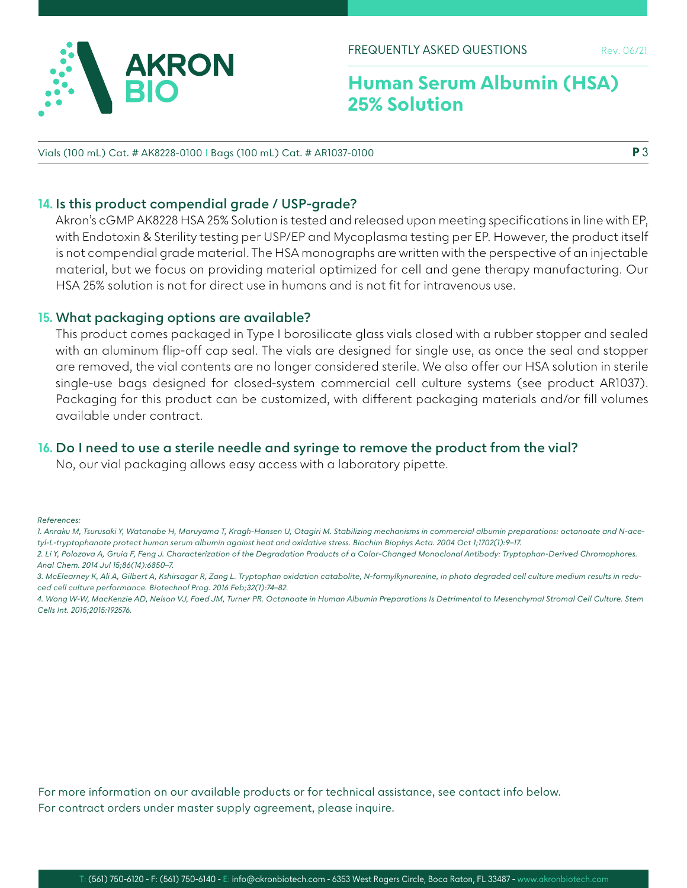## 14. Is this product compendial grade / USP-grade?

Akron's cGMP AK8228 HSA 25% Solution is tested and released upon meeting specifications in line with EP, with Endotoxin & Sterility testing per USP/EP and Mycoplasma testing per EP. However, the product itself is not compendial grade material. The HSA monographs are written with the perspective of an injectable material, but we focus on providing material optimized for cell and gene therapy manufacturing. Our HSA 25% solution is not for direct use in humans and is not fit for intravenous use.

## 15. What packaging options are available?

This product comes packaged in Type I borosilicate glass vials closed with a rubber stopper and sealed with an aluminum flip-off cap seal. The vials are designed for single use, as once the seal and stopper are removed, the vial contents are no longer considered sterile. We also offer our HSA solution in sterile single-use bags designed for closed-system commercial cell culture systems (see product AR1037). Packaging for this product can be customized, with different packaging materials and/or fill volumes available under contract.

## 16. Do I need to use a sterile needle and syringe to remove the product from the vial?

No, our vial packaging allows easy access with a laboratory pipette.

*References:*

*1. Anraku M, Tsurusaki Y, Watanabe H, Maruyama T, Kragh-Hansen U, Otagiri M. Stabilizing mechanisms in commercial albumin preparations: octanoate and N-acetyl-L-tryptophanate protect human serum albumin against heat and oxidative stress. Biochim Biophys Acta. 2004 Oct 1;1702(1):9–17.*

*2. Li Y, Polozova A, Gruia F, Feng J. Characterization of the Degradation Products of a Color-Changed Monoclonal Antibody: Tryptophan-Derived Chromophores. Anal Chem. 2014 Jul 15;86(14):6850–7.*

*3. McElearney K, Ali A, Gilbert A, Kshirsagar R, Zang L. Tryptophan oxidation catabolite, N-formylkynurenine, in photo degraded cell culture medium results in reduced cell culture performance. Biotechnol Prog. 2016 Feb;32(1):74–82.*

*4. Wong W-W, MacKenzie AD, Nelson VJ, Faed JM, Turner PR. Octanoate in Human Albumin Preparations Is Detrimental to Mesenchymal Stromal Cell Culture. Stem Cells Int. 2015;2015:192576.*

For more information on our available products or for technical assistance, see contact info below.
For contract orders under master supply agreement, please inquire.

T: (561) 750-6120 - F: (561) 750-6140 - E: info@akronbiotech.com - 6353 West Rogers Circle, Boca Raton, FL 33487 - www.akronbiotech.com